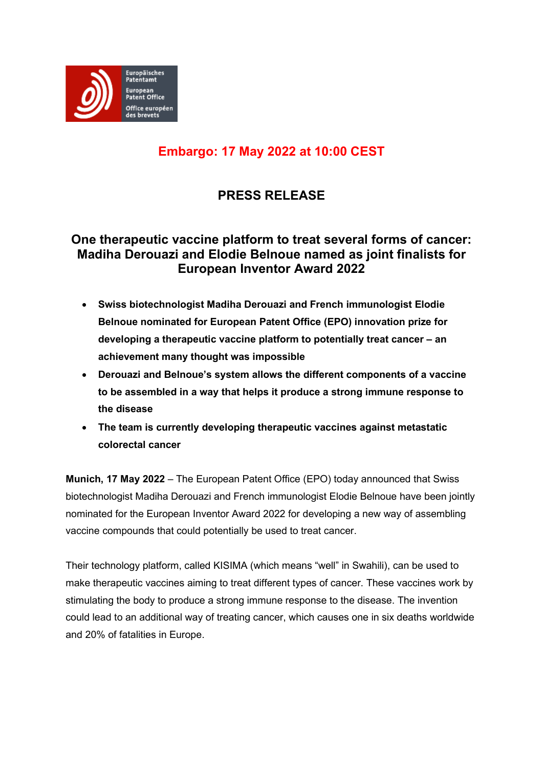Europäisches Patentamt
European Patent Office
Office européen des brevets

**Embargo: 17 May 2022 at 10:00 CEST**

# PRESS RELEASE

## One therapeutic vaccine platform to treat several forms of cancer: Madiha Derouazi and Elodie Belnoue named as joint finalists for European Inventor Award 2022

- **Swiss biotechnologist Madiha Derouazi and French immunologist Elodie Belnoue nominated for European Patent Office (EPO) innovation prize for developing a therapeutic vaccine platform to potentially treat cancer – an achievement many thought was impossible**
- **Derouazi and Belnoue's system allows the different components of a vaccine to be assembled in a way that helps it produce a strong immune response to the disease**
- **The team is currently developing therapeutic vaccines against metastatic colorectal cancer**

**Munich, 17 May 2022** – The European Patent Office (EPO) today announced that Swiss biotechnologist Madiha Derouazi and French immunologist Elodie Belnoue have been jointly nominated for the European Inventor Award 2022 for developing a new way of assembling vaccine compounds that could potentially be used to treat cancer.

Their technology platform, called KISIMA (which means "well" in Swahili), can be used to make therapeutic vaccines aiming to treat different types of cancer. These vaccines work by stimulating the body to produce a strong immune response to the disease. The invention could lead to an additional way of treating cancer, which causes one in six deaths worldwide and 20% of fatalities in Europe.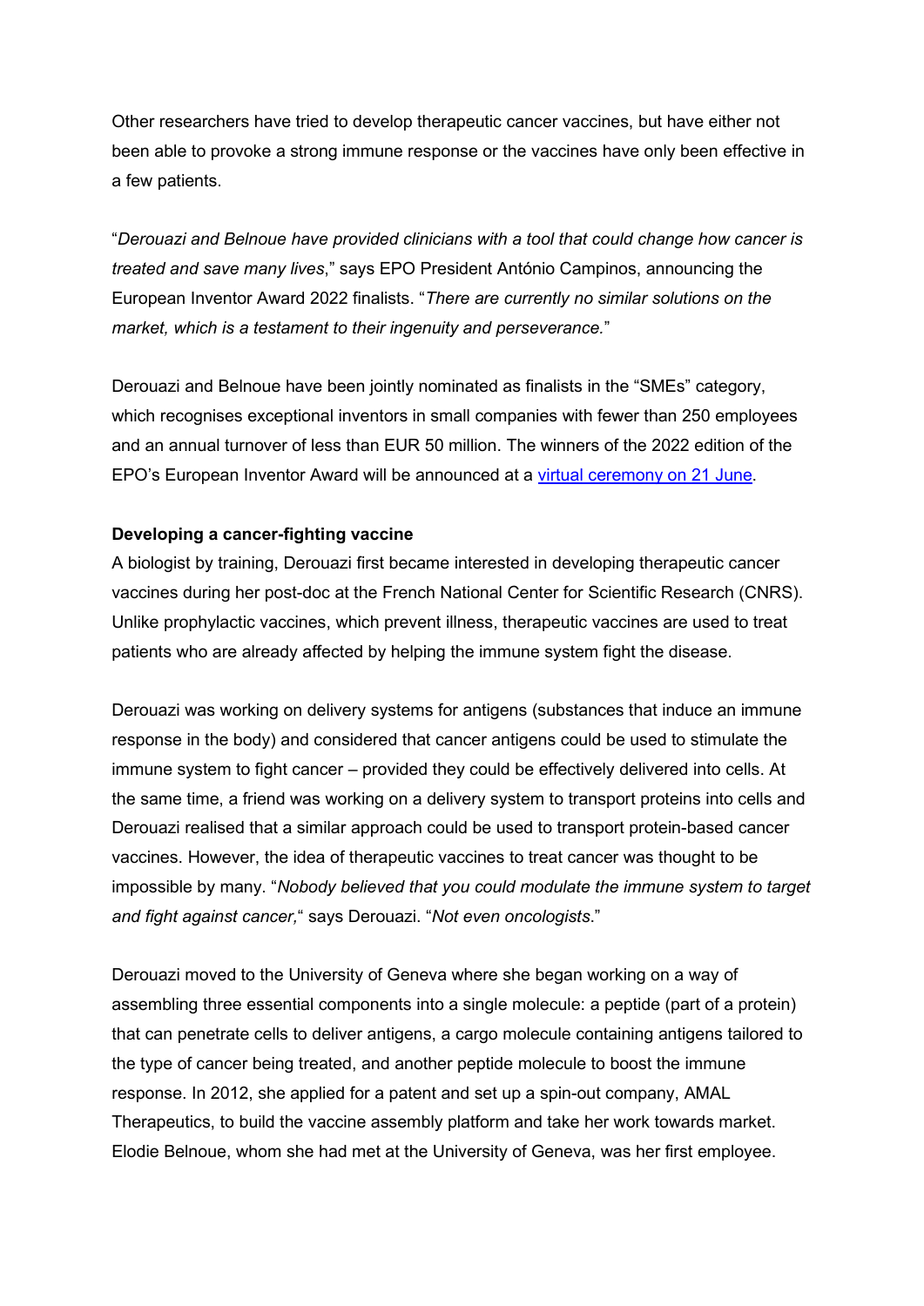Other researchers have tried to develop therapeutic cancer vaccines, but have either not been able to provoke a strong immune response or the vaccines have only been effective in a few patients.

"*Derouazi and Belnoue have provided clinicians with a tool that could change how cancer is treated and save many lives*," says EPO President António Campinos, announcing the European Inventor Award 2022 finalists. "*There are currently no similar solutions on the market, which is a testament to their ingenuity and perseverance*."

Derouazi and Belnoue have been jointly nominated as finalists in the "SMEs" category, which recognises exceptional inventors in small companies with fewer than 250 employees and an annual turnover of less than EUR 50 million. The winners of the 2022 edition of the EPO's European Inventor Award will be announced at a virtual ceremony on 21 June.

**Developing a cancer-fighting vaccine**

A biologist by training, Derouazi first became interested in developing therapeutic cancer vaccines during her post-doc at the French National Center for Scientific Research (CNRS). Unlike prophylactic vaccines, which prevent illness, therapeutic vaccines are used to treat patients who are already affected by helping the immune system fight the disease.

Derouazi was working on delivery systems for antigens (substances that induce an immune response in the body) and considered that cancer antigens could be used to stimulate the immune system to fight cancer – provided they could be effectively delivered into cells. At the same time, a friend was working on a delivery system to transport proteins into cells and Derouazi realised that a similar approach could be used to transport protein-based cancer vaccines. However, the idea of therapeutic vaccines to treat cancer was thought to be impossible by many. "*Nobody believed that you could modulate the immune system to target and fight against cancer,*" says Derouazi. "*Not even oncologists*."

Derouazi moved to the University of Geneva where she began working on a way of assembling three essential components into a single molecule: a peptide (part of a protein) that can penetrate cells to deliver antigens, a cargo molecule containing antigens tailored to the type of cancer being treated, and another peptide molecule to boost the immune response. In 2012, she applied for a patent and set up a spin-out company, AMAL Therapeutics, to build the vaccine assembly platform and take her work towards market. Elodie Belnoue, whom she had met at the University of Geneva, was her first employee.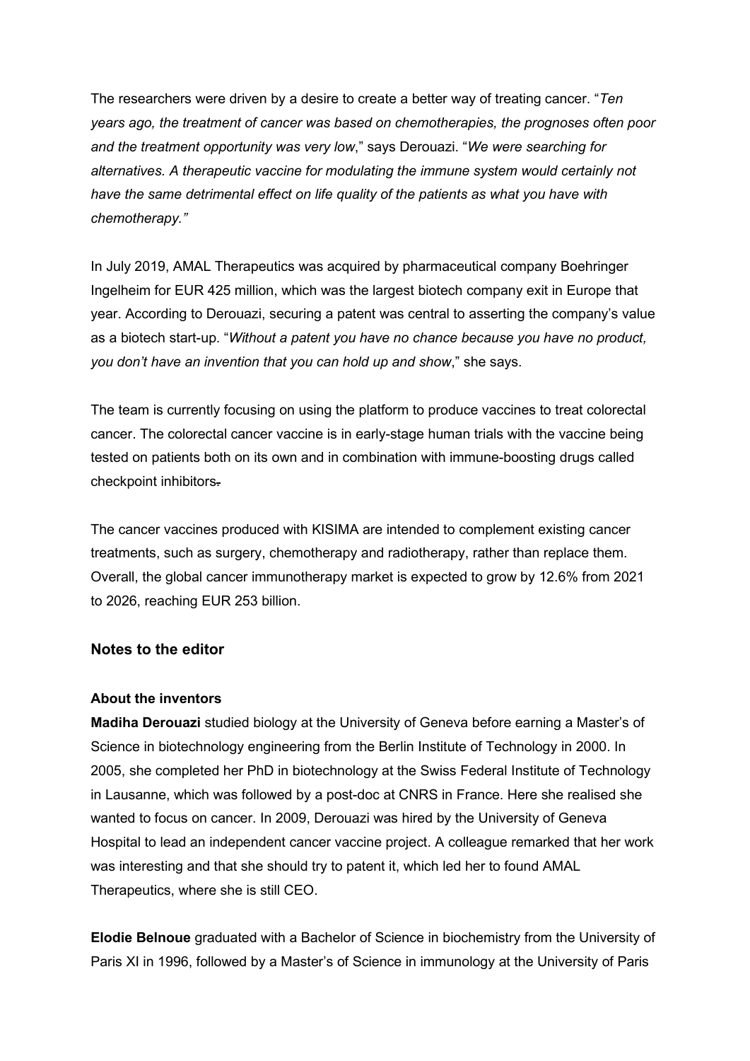The researchers were driven by a desire to create a better way of treating cancer. "*Ten years ago, the treatment of cancer was based on chemotherapies, the prognoses often poor and the treatment opportunity was very low*," says Derouazi. "*We were searching for alternatives. A therapeutic vaccine for modulating the immune system would certainly not have the same detrimental effect on life quality of the patients as what you have with chemotherapy."*

In July 2019, AMAL Therapeutics was acquired by pharmaceutical company Boehringer Ingelheim for EUR 425 million, which was the largest biotech company exit in Europe that year. According to Derouazi, securing a patent was central to asserting the company's value as a biotech start-up. "*Without a patent you have no chance because you have no product, you don't have an invention that you can hold up and show*," she says.

The team is currently focusing on using the platform to produce vaccines to treat colorectal cancer. The colorectal cancer vaccine is in early-stage human trials with the vaccine being tested on patients both on its own and in combination with immune-boosting drugs called checkpoint inhibitors.

The cancer vaccines produced with KISIMA are intended to complement existing cancer treatments, such as surgery, chemotherapy and radiotherapy, rather than replace them. Overall, the global cancer immunotherapy market is expected to grow by 12.6% from 2021 to 2026, reaching EUR 253 billion.

## Notes to the editor

### About the inventors

**Madiha Derouazi** studied biology at the University of Geneva before earning a Master's of Science in biotechnology engineering from the Berlin Institute of Technology in 2000. In 2005, she completed her PhD in biotechnology at the Swiss Federal Institute of Technology in Lausanne, which was followed by a post-doc at CNRS in France. Here she realised she wanted to focus on cancer. In 2009, Derouazi was hired by the University of Geneva Hospital to lead an independent cancer vaccine project. A colleague remarked that her work was interesting and that she should try to patent it, which led her to found AMAL Therapeutics, where she is still CEO.

**Elodie Belnoue** graduated with a Bachelor of Science in biochemistry from the University of Paris XI in 1996, followed by a Master's of Science in immunology at the University of Paris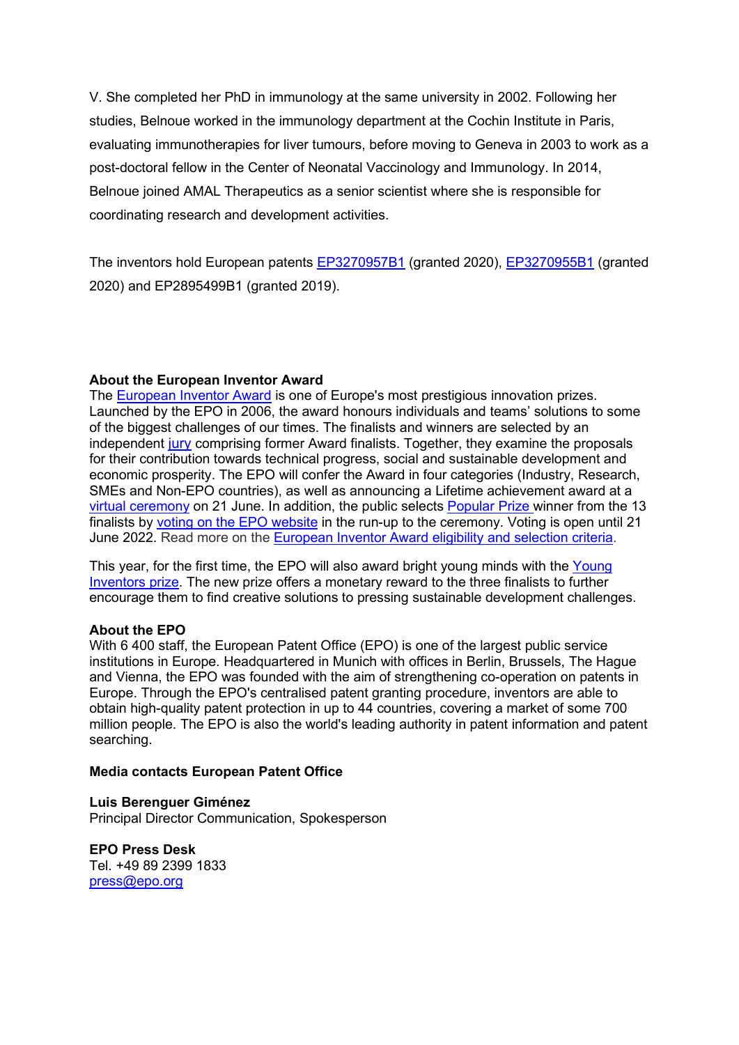V. She completed her PhD in immunology at the same university in 2002. Following her studies, Belnoue worked in the immunology department at the Cochin Institute in Paris, evaluating immunotherapies for liver tumours, before moving to Geneva in 2003 to work as a post-doctoral fellow in the Center of Neonatal Vaccinology and Immunology. In 2014, Belnoue joined AMAL Therapeutics as a senior scientist where she is responsible for coordinating research and development activities.

The inventors hold European patents EP3270957B1 (granted 2020), EP3270955B1 (granted 2020) and EP2895499B1 (granted 2019).

**About the European Inventor Award**
The European Inventor Award is one of Europe's most prestigious innovation prizes. Launched by the EPO in 2006, the award honours individuals and teams' solutions to some of the biggest challenges of our times. The finalists and winners are selected by an independent jury comprising former Award finalists. Together, they examine the proposals for their contribution towards technical progress, social and sustainable development and economic prosperity. The EPO will confer the Award in four categories (Industry, Research, SMEs and Non-EPO countries), as well as announcing a Lifetime achievement award at a virtual ceremony on 21 June. In addition, the public selects Popular Prize winner from the 13 finalists by voting on the EPO website in the run-up to the ceremony. Voting is open until 21 June 2022. Read more on the European Inventor Award eligibility and selection criteria.

This year, for the first time, the EPO will also award bright young minds with the Young Inventors prize. The new prize offers a monetary reward to the three finalists to further encourage them to find creative solutions to pressing sustainable development challenges.

**About the EPO**
With 6 400 staff, the European Patent Office (EPO) is one of the largest public service institutions in Europe. Headquartered in Munich with offices in Berlin, Brussels, The Hague and Vienna, the EPO was founded with the aim of strengthening co-operation on patents in Europe. Through the EPO's centralised patent granting procedure, inventors are able to obtain high-quality patent protection in up to 44 countries, covering a market of some 700 million people. The EPO is also the world's leading authority in patent information and patent searching.

**Media contacts European Patent Office**

**Luis Berenguer Giménez**
Principal Director Communication, Spokesperson

**EPO Press Desk**
Tel. +49 89 2399 1833
press@epo.org